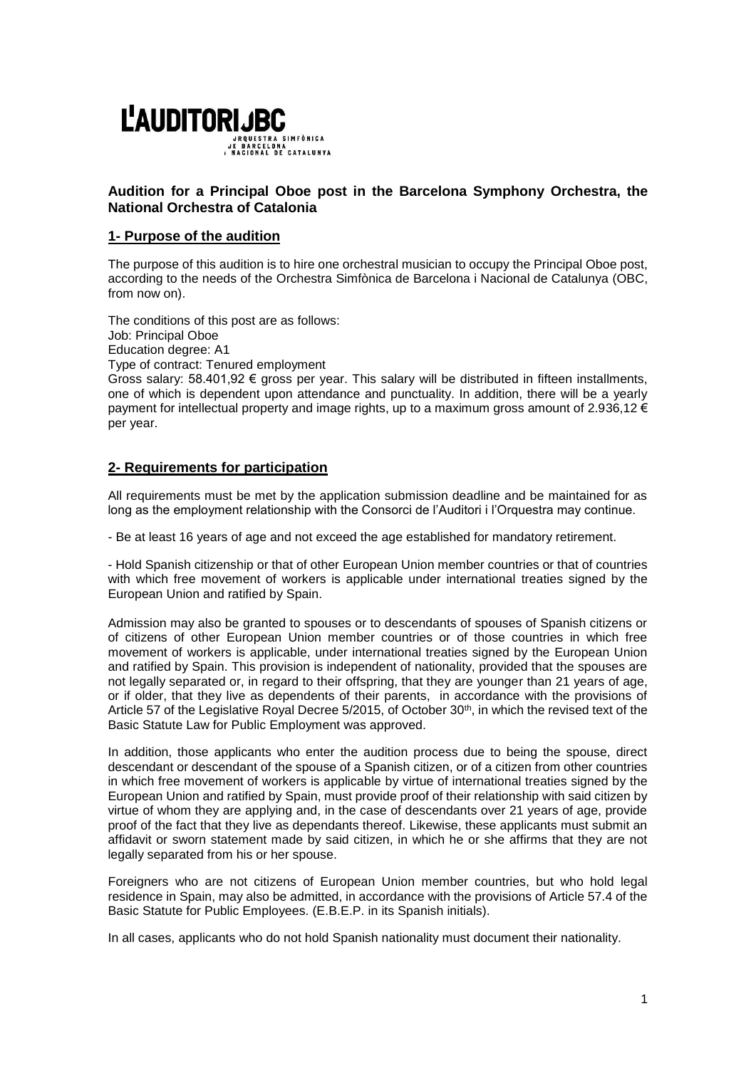**L'AUDITORI OBC**
ORQUESTRA SIMFÒNICA DE BARCELONA I NACIONAL DE CATALUNYA

## Audition for a Principal Oboe post in the Barcelona Symphony Orchestra, the National Orchestra of Catalonia

### 1- Purpose of the audition

The purpose of this audition is to hire one orchestral musician to occupy the Principal Oboe post, according to the needs of the Orchestra Simfònica de Barcelona i Nacional de Catalunya (OBC, from now on).

The conditions of this post are as follows:
Job: Principal Oboe
Education degree: A1
Type of contract: Tenured employment
Gross salary: 58.401,92 € gross per year. This salary will be distributed in fifteen installments, one of which is dependent upon attendance and punctuality. In addition, there will be a yearly payment for intellectual property and image rights, up to a maximum gross amount of 2.936,12 € per year.

### 2- Requirements for participation

All requirements must be met by the application submission deadline and be maintained for as long as the employment relationship with the Consorci de l'Auditori i l'Orquestra may continue.

- Be at least 16 years of age and not exceed the age established for mandatory retirement.

- Hold Spanish citizenship or that of other European Union member countries or that of countries with which free movement of workers is applicable under international treaties signed by the European Union and ratified by Spain.

Admission may also be granted to spouses or to descendants of spouses of Spanish citizens or of citizens of other European Union member countries or of those countries in which free movement of workers is applicable, under international treaties signed by the European Union and ratified by Spain. This provision is independent of nationality, provided that the spouses are not legally separated or, in regard to their offspring, that they are younger than 21 years of age, or if older, that they live as dependents of their parents, in accordance with the provisions of Article 57 of the Legislative Royal Decree 5/2015, of October 30th, in which the revised text of the Basic Statute Law for Public Employment was approved.

In addition, those applicants who enter the audition process due to being the spouse, direct descendant or descendant of the spouse of a Spanish citizen, or of a citizen from other countries in which free movement of workers is applicable by virtue of international treaties signed by the European Union and ratified by Spain, must provide proof of their relationship with said citizen by virtue of whom they are applying and, in the case of descendants over 21 years of age, provide proof of the fact that they live as dependants thereof. Likewise, these applicants must submit an affidavit or sworn statement made by said citizen, in which he or she affirms that they are not legally separated from his or her spouse.

Foreigners who are not citizens of European Union member countries, but who hold legal residence in Spain, may also be admitted, in accordance with the provisions of Article 57.4 of the Basic Statute for Public Employees. (E.B.E.P. in its Spanish initials).

In all cases, applicants who do not hold Spanish nationality must document their nationality.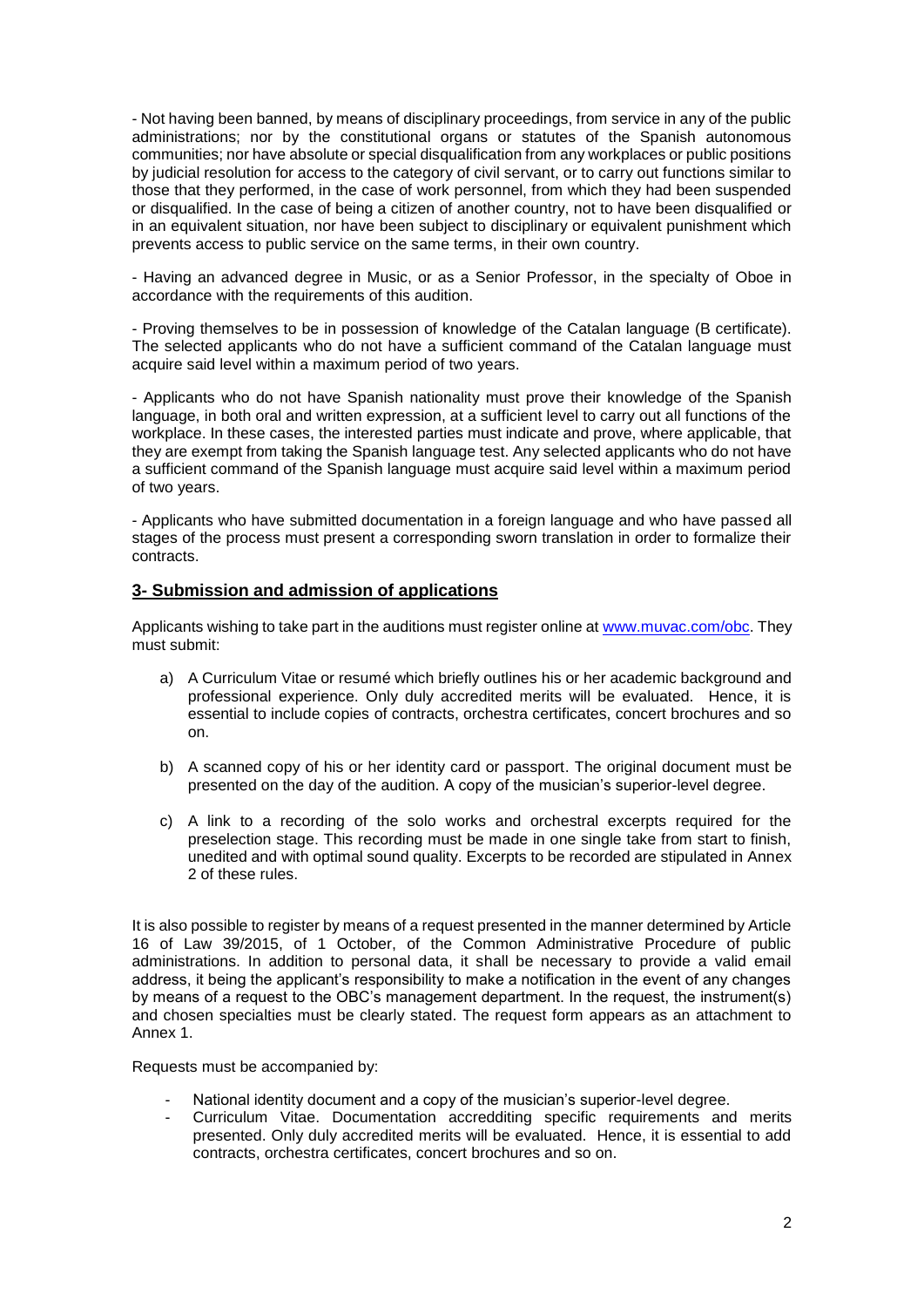- Not having been banned, by means of disciplinary proceedings, from service in any of the public administrations; nor by the constitutional organs or statutes of the Spanish autonomous communities; nor have absolute or special disqualification from any workplaces or public positions by judicial resolution for access to the category of civil servant, or to carry out functions similar to those that they performed, in the case of work personnel, from which they had been suspended or disqualified. In the case of being a citizen of another country, not to have been disqualified or in an equivalent situation, nor have been subject to disciplinary or equivalent punishment which prevents access to public service on the same terms, in their own country.

- Having an advanced degree in Music, or as a Senior Professor, in the specialty of Oboe in accordance with the requirements of this audition.

- Proving themselves to be in possession of knowledge of the Catalan language (B certificate). The selected applicants who do not have a sufficient command of the Catalan language must acquire said level within a maximum period of two years.

- Applicants who do not have Spanish nationality must prove their knowledge of the Spanish language, in both oral and written expression, at a sufficient level to carry out all functions of the workplace. In these cases, the interested parties must indicate and prove, where applicable, that they are exempt from taking the Spanish language test. Any selected applicants who do not have a sufficient command of the Spanish language must acquire said level within a maximum period of two years.

- Applicants who have submitted documentation in a foreign language and who have passed all stages of the process must present a corresponding sworn translation in order to formalize their contracts.

## 3- Submission and admission of applications

Applicants wishing to take part in the auditions must register online at www.muvac.com/obc. They must submit:

a) A Curriculum Vitae or resumé which briefly outlines his or her academic background and professional experience. Only duly accredited merits will be evaluated. Hence, it is essential to include copies of contracts, orchestra certificates, concert brochures and so on.

b) A scanned copy of his or her identity card or passport. The original document must be presented on the day of the audition. A copy of the musician's superior-level degree.

c) A link to a recording of the solo works and orchestral excerpts required for the preselection stage. This recording must be made in one single take from start to finish, unedited and with optimal sound quality. Excerpts to be recorded are stipulated in Annex 2 of these rules.

It is also possible to register by means of a request presented in the manner determined by Article 16 of Law 39/2015, of 1 October, of the Common Administrative Procedure of public administrations. In addition to personal data, it shall be necessary to provide a valid email address, it being the applicant's responsibility to make a notification in the event of any changes by means of a request to the OBC's management department. In the request, the instrument(s) and chosen specialties must be clearly stated. The request form appears as an attachment to Annex 1.

Requests must be accompanied by:

- National identity document and a copy of the musician's superior-level degree.
- Curriculum Vitae. Documentation accredditing specific requirements and merits presented. Only duly accredited merits will be evaluated. Hence, it is essential to add contracts, orchestra certificates, concert brochures and so on.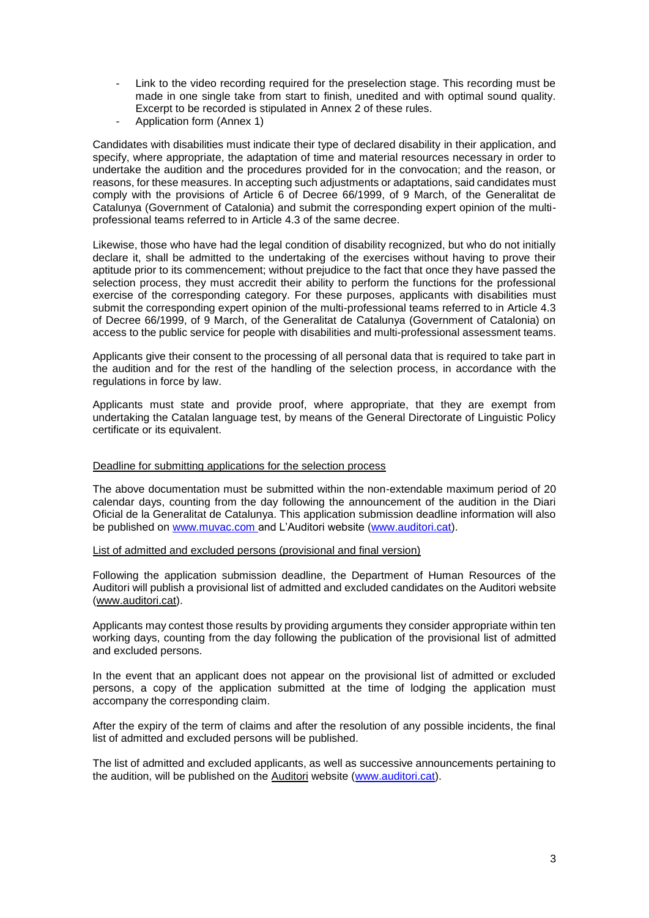- Link to the video recording required for the preselection stage. This recording must be made in one single take from start to finish, unedited and with optimal sound quality. Excerpt to be recorded is stipulated in Annex 2 of these rules.
- Application form (Annex 1)

Candidates with disabilities must indicate their type of declared disability in their application, and specify, where appropriate, the adaptation of time and material resources necessary in order to undertake the audition and the procedures provided for in the convocation; and the reason, or reasons, for these measures. In accepting such adjustments or adaptations, said candidates must comply with the provisions of Article 6 of Decree 66/1999, of 9 March, of the Generalitat de Catalunya (Government of Catalonia) and submit the corresponding expert opinion of the multi-professional teams referred to in Article 4.3 of the same decree.

Likewise, those who have had the legal condition of disability recognized, but who do not initially declare it, shall be admitted to the undertaking of the exercises without having to prove their aptitude prior to its commencement; without prejudice to the fact that once they have passed the selection process, they must accredit their ability to perform the functions for the professional exercise of the corresponding category. For these purposes, applicants with disabilities must submit the corresponding expert opinion of the multi-professional teams referred to in Article 4.3 of Decree 66/1999, of 9 March, of the Generalitat de Catalunya (Government of Catalonia) on access to the public service for people with disabilities and multi-professional assessment teams.

Applicants give their consent to the processing of all personal data that is required to take part in the audition and for the rest of the handling of the selection process, in accordance with the regulations in force by law.

Applicants must state and provide proof, where appropriate, that they are exempt from undertaking the Catalan language test, by means of the General Directorate of Linguistic Policy certificate or its equivalent.

Deadline for submitting applications for the selection process

The above documentation must be submitted within the non-extendable maximum period of 20 calendar days, counting from the day following the announcement of the audition in the Diari Oficial de la Generalitat de Catalunya. This application submission deadline information will also be published on www.muvac.com and L'Auditori website (www.auditori.cat).

List of admitted and excluded persons (provisional and final version)

Following the application submission deadline, the Department of Human Resources of the Auditori will publish a provisional list of admitted and excluded candidates on the Auditori website (www.auditori.cat).

Applicants may contest those results by providing arguments they consider appropriate within ten working days, counting from the day following the publication of the provisional list of admitted and excluded persons.

In the event that an applicant does not appear on the provisional list of admitted or excluded persons, a copy of the application submitted at the time of lodging the application must accompany the corresponding claim.

After the expiry of the term of claims and after the resolution of any possible incidents, the final list of admitted and excluded persons will be published.

The list of admitted and excluded applicants, as well as successive announcements pertaining to the audition, will be published on the Auditori website (www.auditori.cat).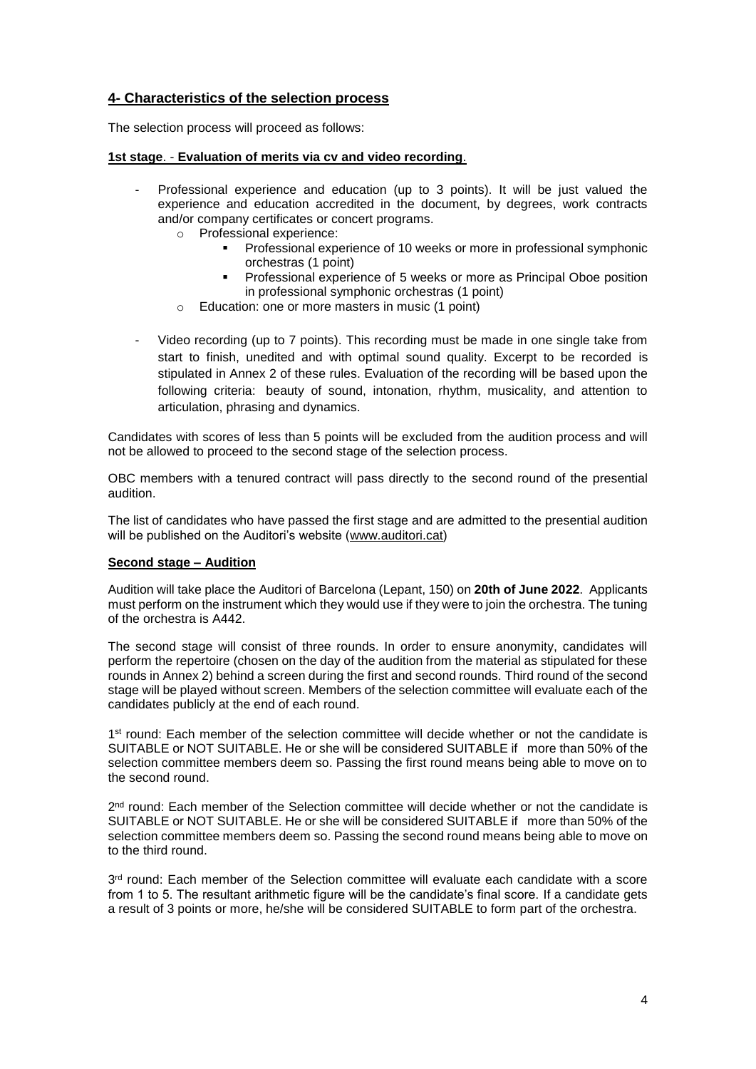## 4- Characteristics of the selection process

The selection process will proceed as follows:

**1st stage**. - **Evaluation of merits via cv and video recording**.

- Professional experience and education (up to 3 points). It will be just valued the experience and education accredited in the document, by degrees, work contracts and/or company certificates or concert programs.
  - Professional experience:
    - Professional experience of 10 weeks or more in professional symphonic orchestras (1 point)
    - Professional experience of 5 weeks or more as Principal Oboe position in professional symphonic orchestras (1 point)
  - Education: one or more masters in music (1 point)

- Video recording (up to 7 points). This recording must be made in one single take from start to finish, unedited and with optimal sound quality. Excerpt to be recorded is stipulated in Annex 2 of these rules. Evaluation of the recording will be based upon the following criteria: beauty of sound, intonation, rhythm, musicality, and attention to articulation, phrasing and dynamics.

Candidates with scores of less than 5 points will be excluded from the audition process and will not be allowed to proceed to the second stage of the selection process.

OBC members with a tenured contract will pass directly to the second round of the presential audition.

The list of candidates who have passed the first stage and are admitted to the presential audition will be published on the Auditori's website (www.auditori.cat)

**Second stage – Audition**

Audition will take place the Auditori of Barcelona (Lepant, 150) on **20th of June 2022**. Applicants must perform on the instrument which they would use if they were to join the orchestra. The tuning of the orchestra is A442.

The second stage will consist of three rounds. In order to ensure anonymity, candidates will perform the repertoire (chosen on the day of the audition from the material as stipulated for these rounds in Annex 2) behind a screen during the first and second rounds. Third round of the second stage will be played without screen. Members of the selection committee will evaluate each of the candidates publicly at the end of each round.

1st round: Each member of the selection committee will decide whether or not the candidate is SUITABLE or NOT SUITABLE. He or she will be considered SUITABLE if more than 50% of the selection committee members deem so. Passing the first round means being able to move on to the second round.

2nd round: Each member of the Selection committee will decide whether or not the candidate is SUITABLE or NOT SUITABLE. He or she will be considered SUITABLE if more than 50% of the selection committee members deem so. Passing the second round means being able to move on to the third round.

3rd round: Each member of the Selection committee will evaluate each candidate with a score from 1 to 5. The resultant arithmetic figure will be the candidate's final score. If a candidate gets a result of 3 points or more, he/she will be considered SUITABLE to form part of the orchestra.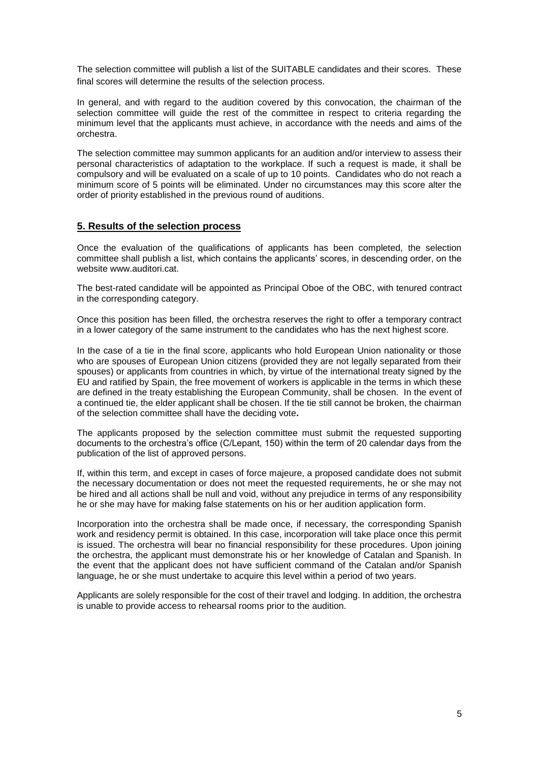The selection committee will publish a list of the SUITABLE candidates and their scores. These final scores will determine the results of the selection process.

In general, and with regard to the audition covered by this convocation, the chairman of the selection committee will guide the rest of the committee in respect to criteria regarding the minimum level that the applicants must achieve, in accordance with the needs and aims of the orchestra.

The selection committee may summon applicants for an audition and/or interview to assess their personal characteristics of adaptation to the workplace. If such a request is made, it shall be compulsory and will be evaluated on a scale of up to 10 points. Candidates who do not reach a minimum score of 5 points will be eliminated. Under no circumstances may this score alter the order of priority established in the previous round of auditions.

## 5. Results of the selection process

Once the evaluation of the qualifications of applicants has been completed, the selection committee shall publish a list, which contains the applicants' scores, in descending order, on the website www.auditori.cat.

The best-rated candidate will be appointed as Principal Oboe of the OBC, with tenured contract in the corresponding category.

Once this position has been filled, the orchestra reserves the right to offer a temporary contract in a lower category of the same instrument to the candidates who has the next highest score.

In the case of a tie in the final score, applicants who hold European Union nationality or those who are spouses of European Union citizens (provided they are not legally separated from their spouses) or applicants from countries in which, by virtue of the international treaty signed by the EU and ratified by Spain, the free movement of workers is applicable in the terms in which these are defined in the treaty establishing the European Community, shall be chosen. In the event of a continued tie, the elder applicant shall be chosen. If the tie still cannot be broken, the chairman of the selection committee shall have the deciding vote**.**

The applicants proposed by the selection committee must submit the requested supporting documents to the orchestra's office (C/Lepant, 150) within the term of 20 calendar days from the publication of the list of approved persons.

If, within this term, and except in cases of force majeure, a proposed candidate does not submit the necessary documentation or does not meet the requested requirements, he or she may not be hired and all actions shall be null and void, without any prejudice in terms of any responsibility he or she may have for making false statements on his or her audition application form.

Incorporation into the orchestra shall be made once, if necessary, the corresponding Spanish work and residency permit is obtained. In this case, incorporation will take place once this permit is issued. The orchestra will bear no financial responsibility for these procedures. Upon joining the orchestra, the applicant must demonstrate his or her knowledge of Catalan and Spanish. In the event that the applicant does not have sufficient command of the Catalan and/or Spanish language, he or she must undertake to acquire this level within a period of two years.

Applicants are solely responsible for the cost of their travel and lodging. In addition, the orchestra is unable to provide access to rehearsal rooms prior to the audition.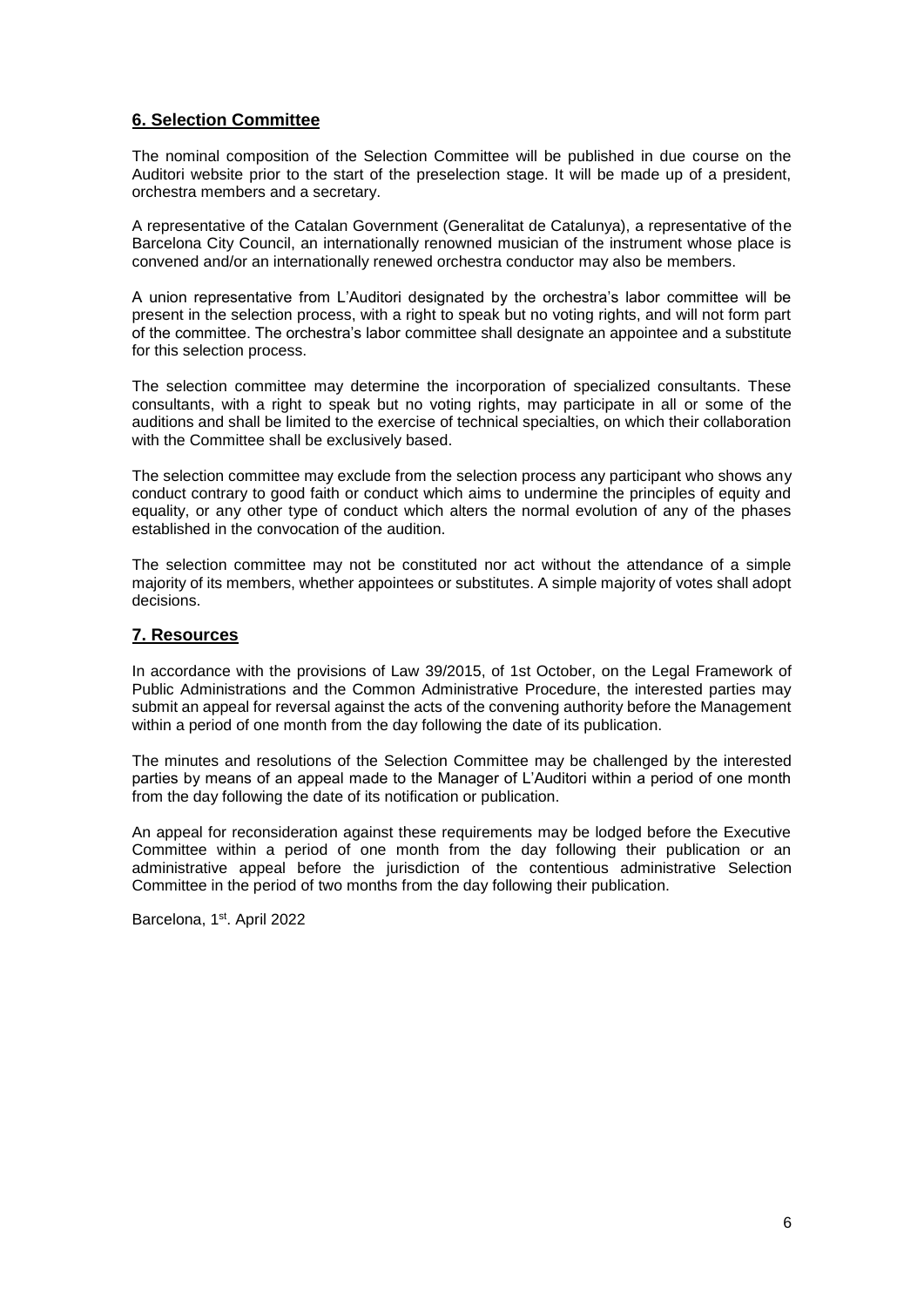## 6. Selection Committee

The nominal composition of the Selection Committee will be published in due course on the Auditori website prior to the start of the preselection stage. It will be made up of a president, orchestra members and a secretary.

A representative of the Catalan Government (Generalitat de Catalunya), a representative of the Barcelona City Council, an internationally renowned musician of the instrument whose place is convened and/or an internationally renewed orchestra conductor may also be members.

A union representative from L'Auditori designated by the orchestra's labor committee will be present in the selection process, with a right to speak but no voting rights, and will not form part of the committee. The orchestra's labor committee shall designate an appointee and a substitute for this selection process.

The selection committee may determine the incorporation of specialized consultants. These consultants, with a right to speak but no voting rights, may participate in all or some of the auditions and shall be limited to the exercise of technical specialties, on which their collaboration with the Committee shall be exclusively based.

The selection committee may exclude from the selection process any participant who shows any conduct contrary to good faith or conduct which aims to undermine the principles of equity and equality, or any other type of conduct which alters the normal evolution of any of the phases established in the convocation of the audition.

The selection committee may not be constituted nor act without the attendance of a simple majority of its members, whether appointees or substitutes. A simple majority of votes shall adopt decisions.

## 7. Resources

In accordance with the provisions of Law 39/2015, of 1st October, on the Legal Framework of Public Administrations and the Common Administrative Procedure, the interested parties may submit an appeal for reversal against the acts of the convening authority before the Management within a period of one month from the day following the date of its publication.

The minutes and resolutions of the Selection Committee may be challenged by the interested parties by means of an appeal made to the Manager of L'Auditori within a period of one month from the day following the date of its notification or publication.

An appeal for reconsideration against these requirements may be lodged before the Executive Committee within a period of one month from the day following their publication or an administrative appeal before the jurisdiction of the contentious administrative Selection Committee in the period of two months from the day following their publication.

Barcelona, 1st. April 2022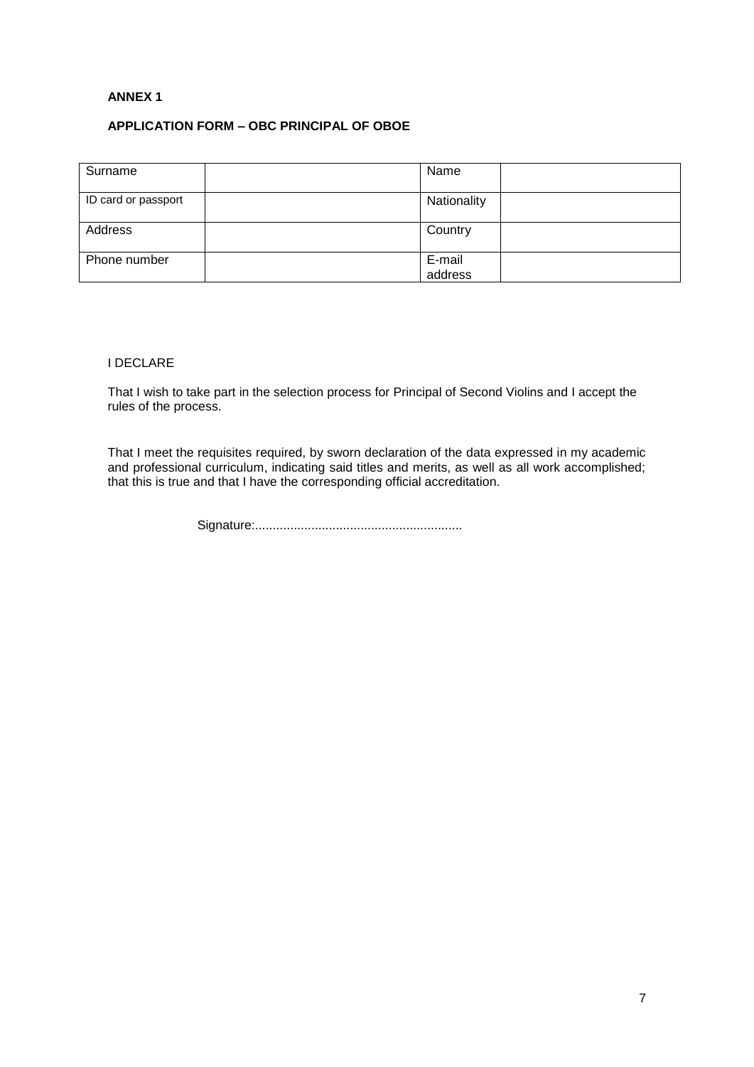**ANNEX 1**

**APPLICATION FORM – OBC PRINCIPAL OF OBOE**

| Surname | | Name | |
|---|---|---|---|
| ID card or passport | | Nationality | |
| Address | | Country | |
| Phone number | | E-mail address | |

I DECLARE

That I wish to take part in the selection process for Principal of Second Violins and I accept the rules of the process.

That I meet the requisites required, by sworn declaration of the data expressed in my academic and professional curriculum, indicating said titles and merits, as well as all work accomplished; that this is true and that I have the corresponding official accreditation.

Signature:..........................................................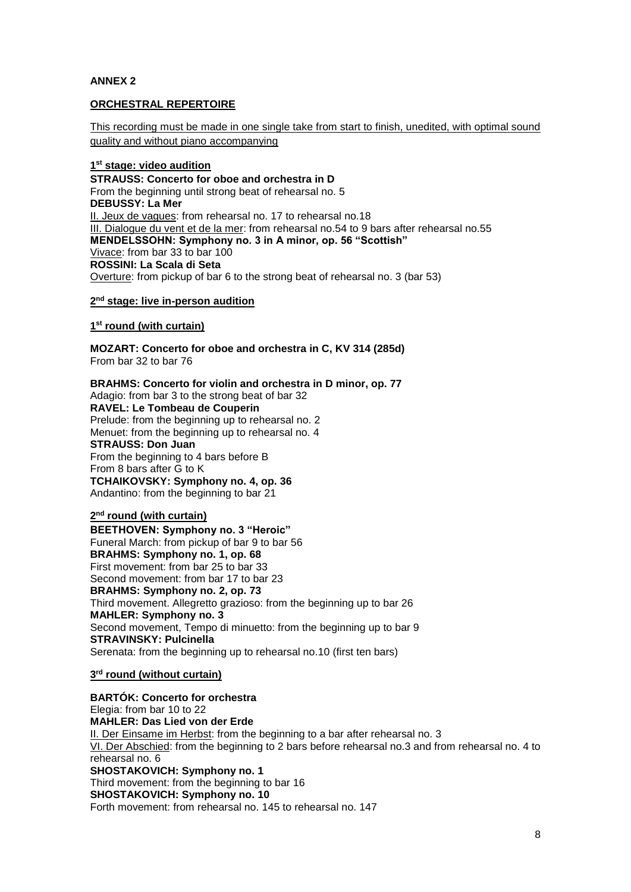**ANNEX 2**

**ORCHESTRAL REPERTOIRE**

This recording must be made in one single take from start to finish, unedited, with optimal sound quality and without piano accompanying

**1st stage: video audition**

**STRAUSS: Concerto for oboe and orchestra in D**
From the beginning until strong beat of rehearsal no. 5
**DEBUSSY: La Mer**
II. Jeux de vagues: from rehearsal no. 17 to rehearsal no.18
III. Dialogue du vent et de la mer: from rehearsal no.54 to 9 bars after rehearsal no.55
**MENDELSSOHN: Symphony no. 3 in A minor, op. 56 "Scottish"**
Vivace: from bar 33 to bar 100
**ROSSINI: La Scala di Seta**
Overture: from pickup of bar 6 to the strong beat of rehearsal no. 3 (bar 53)

**2nd stage: live in-person audition**

**1st round (with curtain)**

**MOZART: Concerto for oboe and orchestra in C, KV 314 (285d)**
From bar 32 to bar 76

**BRAHMS: Concerto for violin and orchestra in D minor, op. 77**
Adagio: from bar 3 to the strong beat of bar 32
**RAVEL: Le Tombeau de Couperin**
Prelude: from the beginning up to rehearsal no. 2
Menuet: from the beginning up to rehearsal no. 4
**STRAUSS: Don Juan**
From the beginning to 4 bars before B
From 8 bars after G to K
**TCHAIKOVSKY: Symphony no. 4, op. 36**
Andantino: from the beginning to bar 21

**2nd round (with curtain)**

**BEETHOVEN: Symphony no. 3 "Heroic"**
Funeral March: from pickup of bar 9 to bar 56
**BRAHMS: Symphony no. 1, op. 68**
First movement: from bar 25 to bar 33
Second movement: from bar 17 to bar 23
**BRAHMS: Symphony no. 2, op. 73**
Third movement. Allegretto grazioso: from the beginning up to bar 26
**MAHLER: Symphony no. 3**
Second movement, Tempo di minuetto: from the beginning up to bar 9
**STRAVINSKY: Pulcinella**
Serenata: from the beginning up to rehearsal no.10 (first ten bars)

**3rd round (without curtain)**

**BARTÓK: Concerto for orchestra**
Elegia: from bar 10 to 22
**MAHLER: Das Lied von der Erde**
II. Der Einsame im Herbst: from the beginning to a bar after rehearsal no. 3
VI. Der Abschied: from the beginning to 2 bars before rehearsal no.3 and from rehearsal no. 4 to rehearsal no. 6
**SHOSTAKOVICH: Symphony no. 1**
Third movement: from the beginning to bar 16
**SHOSTAKOVICH: Symphony no. 10**
Forth movement: from rehearsal no. 145 to rehearsal no. 147